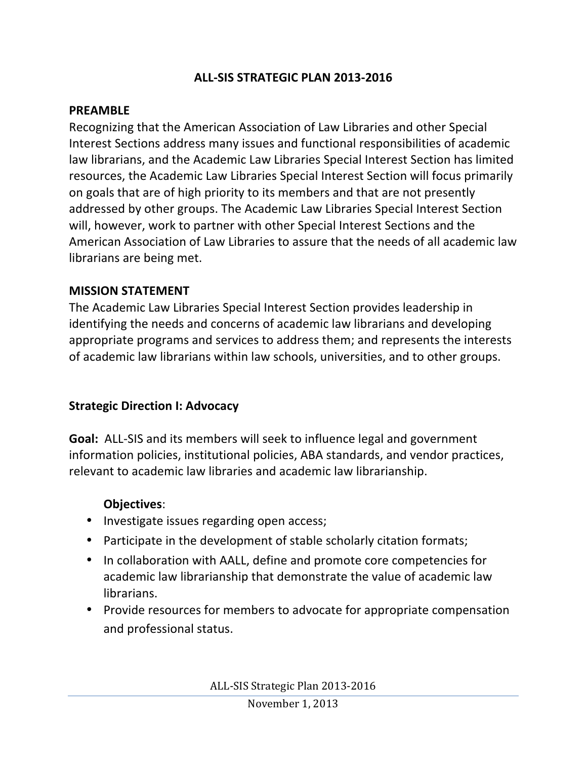# ALL-SIS STRATEGIC PLAN 2013-2016

## PREAMBLE

Recognizing that the American Association of Law Libraries and other Special Interest Sections address many issues and functional responsibilities of academic law librarians, and the Academic Law Libraries Special Interest Section has limited resources, the Academic Law Libraries Special Interest Section will focus primarily on goals that are of high priority to its members and that are not presently addressed by other groups. The Academic Law Libraries Special Interest Section will, however, work to partner with other Special Interest Sections and the American Association of Law Libraries to assure that the needs of all academic law librarians are being met.

## MISSION STATEMENT

The Academic Law Libraries Special Interest Section provides leadership in identifying the needs and concerns of academic law librarians and developing appropriate programs and services to address them; and represents the interests of academic law librarians within law schools, universities, and to other groups.

### Strategic Direction I: Advocacy

**Goal:** ALL-SIS and its members will seek to influence legal and government information policies, institutional policies, ABA standards, and vendor practices, relevant to academic law libraries and academic law librarianship.

**Objectives**:

- Investigate issues regarding open access;
- Participate in the development of stable scholarly citation formats;
- In collaboration with AALL, define and promote core competencies for academic law librarianship that demonstrate the value of academic law librarians.
- Provide resources for members to advocate for appropriate compensation and professional status.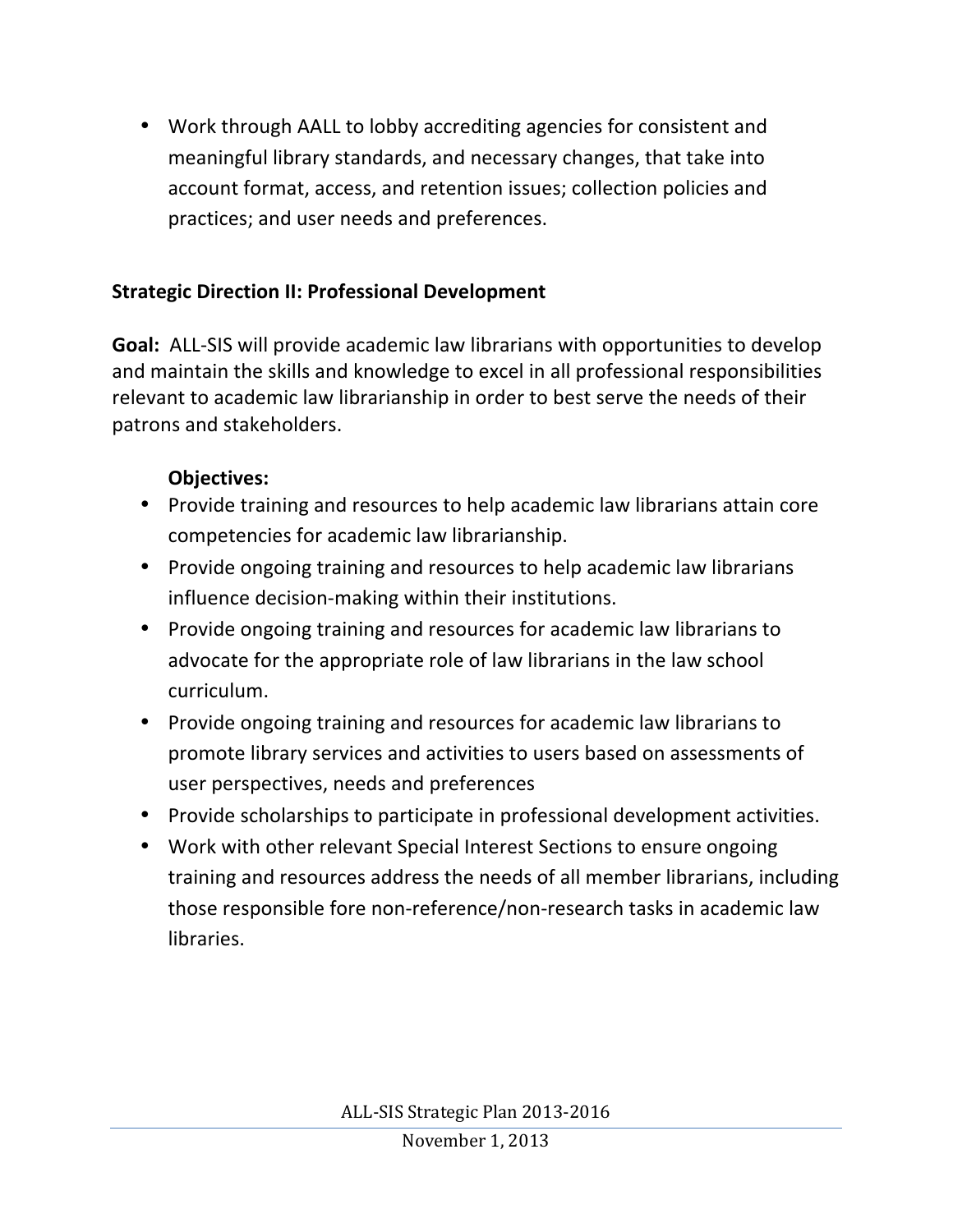- Work through AALL to lobby accrediting agencies for consistent and meaningful library standards, and necessary changes, that take into account format, access, and retention issues; collection policies and practices; and user needs and preferences.

**Strategic Direction II: Professional Development**

**Goal:** ALL-SIS will provide academic law librarians with opportunities to develop and maintain the skills and knowledge to excel in all professional responsibilities relevant to academic law librarianship in order to best serve the needs of their patrons and stakeholders.

**Objectives:**

- Provide training and resources to help academic law librarians attain core competencies for academic law librarianship.
- Provide ongoing training and resources to help academic law librarians influence decision-making within their institutions.
- Provide ongoing training and resources for academic law librarians to advocate for the appropriate role of law librarians in the law school curriculum.
- Provide ongoing training and resources for academic law librarians to promote library services and activities to users based on assessments of user perspectives, needs and preferences
- Provide scholarships to participate in professional development activities.
- Work with other relevant Special Interest Sections to ensure ongoing training and resources address the needs of all member librarians, including those responsible fore non-reference/non-research tasks in academic law libraries.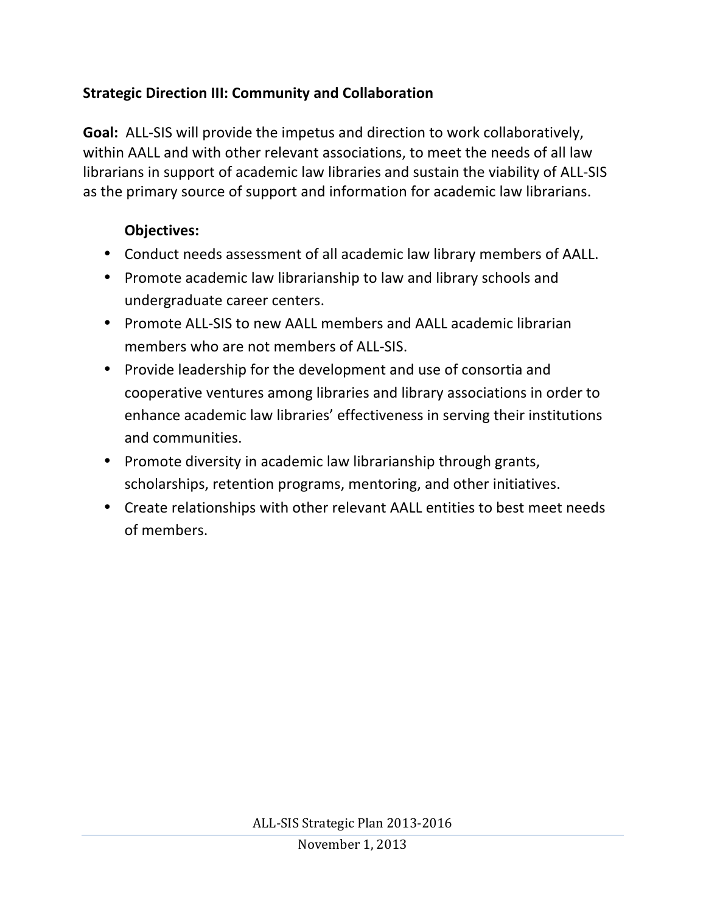**Strategic Direction III: Community and Collaboration**

**Goal:** ALL-SIS will provide the impetus and direction to work collaboratively, within AALL and with other relevant associations, to meet the needs of all law librarians in support of academic law libraries and sustain the viability of ALL-SIS as the primary source of support and information for academic law librarians.

**Objectives:**

- Conduct needs assessment of all academic law library members of AALL.
- Promote academic law librarianship to law and library schools and undergraduate career centers.
- Promote ALL-SIS to new AALL members and AALL academic librarian members who are not members of ALL-SIS.
- Provide leadership for the development and use of consortia and cooperative ventures among libraries and library associations in order to enhance academic law libraries' effectiveness in serving their institutions and communities.
- Promote diversity in academic law librarianship through grants, scholarships, retention programs, mentoring, and other initiatives.
- Create relationships with other relevant AALL entities to best meet needs of members.